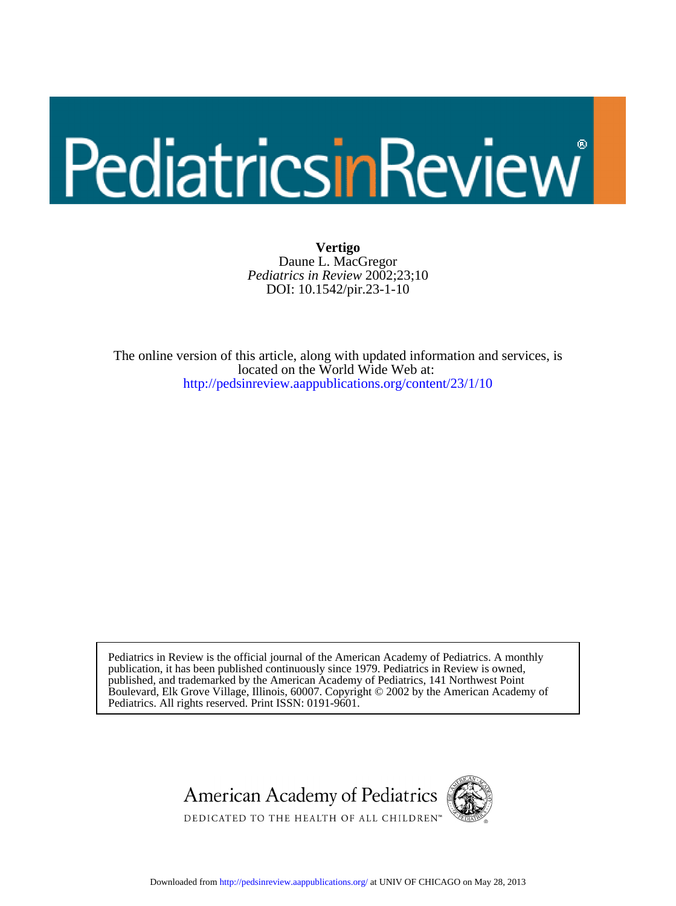# PediatricsinReview®

**Vertigo**
Daune L. MacGregor
*Pediatrics in Review* 2002;23;10
DOI: 10.1542/pir.23-1-10

The online version of this article, along with updated information and services, is located on the World Wide Web at:
http://pedsinreview.aappublications.org/content/23/1/10

Pediatrics in Review is the official journal of the American Academy of Pediatrics. A monthly publication, it has been published continuously since 1979. Pediatrics in Review is owned, published, and trademarked by the American Academy of Pediatrics, 141 Northwest Point Boulevard, Elk Grove Village, Illinois, 60007. Copyright © 2002 by the American Academy of Pediatrics. All rights reserved. Print ISSN: 0191-9601.

American Academy of Pediatrics
DEDICATED TO THE HEALTH OF ALL CHILDREN™

Downloaded from http://pedsinreview.aappublications.org/ at UNIV OF CHICAGO on May 28, 2013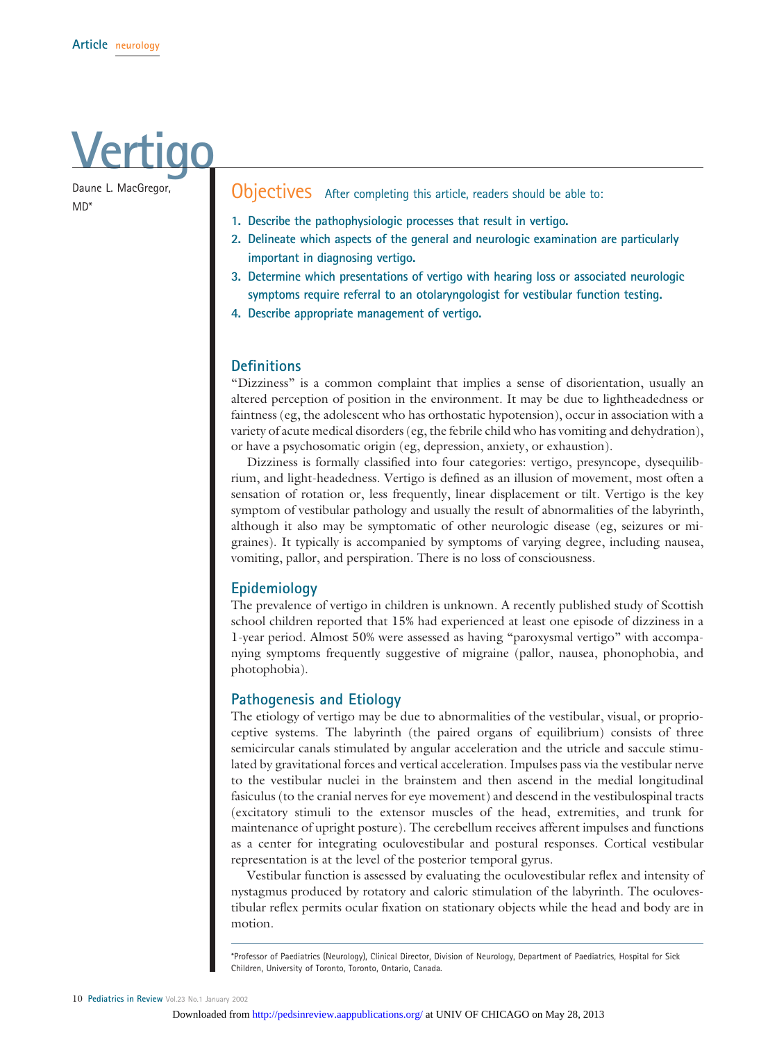Article neurology

# Vertigo

Daune L. MacGregor, MD*

## Objectives

After completing this article, readers should be able to:

1. **Describe the pathophysiologic processes that result in vertigo.**
2. **Delineate which aspects of the general and neurologic examination are particularly important in diagnosing vertigo.**
3. **Determine which presentations of vertigo with hearing loss or associated neurologic symptoms require referral to an otolaryngologist for vestibular function testing.**
4. **Describe appropriate management of vertigo.**

## Definitions

"Dizziness" is a common complaint that implies a sense of disorientation, usually an altered perception of position in the environment. It may be due to lightheadedness or faintness (eg, the adolescent who has orthostatic hypotension), occur in association with a variety of acute medical disorders (eg, the febrile child who has vomiting and dehydration), or have a psychosomatic origin (eg, depression, anxiety, or exhaustion).

Dizziness is formally classified into four categories: vertigo, presyncope, dysequilibrium, and light-headedness. Vertigo is defined as an illusion of movement, most often a sensation of rotation or, less frequently, linear displacement or tilt. Vertigo is the key symptom of vestibular pathology and usually the result of abnormalities of the labyrinth, although it also may be symptomatic of other neurologic disease (eg, seizures or migraines). It typically is accompanied by symptoms of varying degree, including nausea, vomiting, pallor, and perspiration. There is no loss of consciousness.

## Epidemiology

The prevalence of vertigo in children is unknown. A recently published study of Scottish school children reported that 15% had experienced at least one episode of dizziness in a 1-year period. Almost 50% were assessed as having "paroxysmal vertigo" with accompanying symptoms frequently suggestive of migraine (pallor, nausea, phonophobia, and photophobia).

## Pathogenesis and Etiology

The etiology of vertigo may be due to abnormalities of the vestibular, visual, or proprioceptive systems. The labyrinth (the paired organs of equilibrium) consists of three semicircular canals stimulated by angular acceleration and the utricle and saccule stimulated by gravitational forces and vertical acceleration. Impulses pass via the vestibular nerve to the vestibular nuclei in the brainstem and then ascend in the medial longitudinal fasiculus (to the cranial nerves for eye movement) and descend in the vestibulospinal tracts (excitatory stimuli to the extensor muscles of the head, extremities, and trunk for maintenance of upright posture). The cerebellum receives afferent impulses and functions as a center for integrating oculovestibular and postural responses. Cortical vestibular representation is at the level of the posterior temporal gyrus.

Vestibular function is assessed by evaluating the oculovestibular reflex and intensity of nystagmus produced by rotatory and caloric stimulation of the labyrinth. The oculovestibular reflex permits ocular fixation on stationary objects while the head and body are in motion.

*Professor of Paediatrics (Neurology), Clinical Director, Division of Neurology, Department of Paediatrics, Hospital for Sick Children, University of Toronto, Toronto, Ontario, Canada.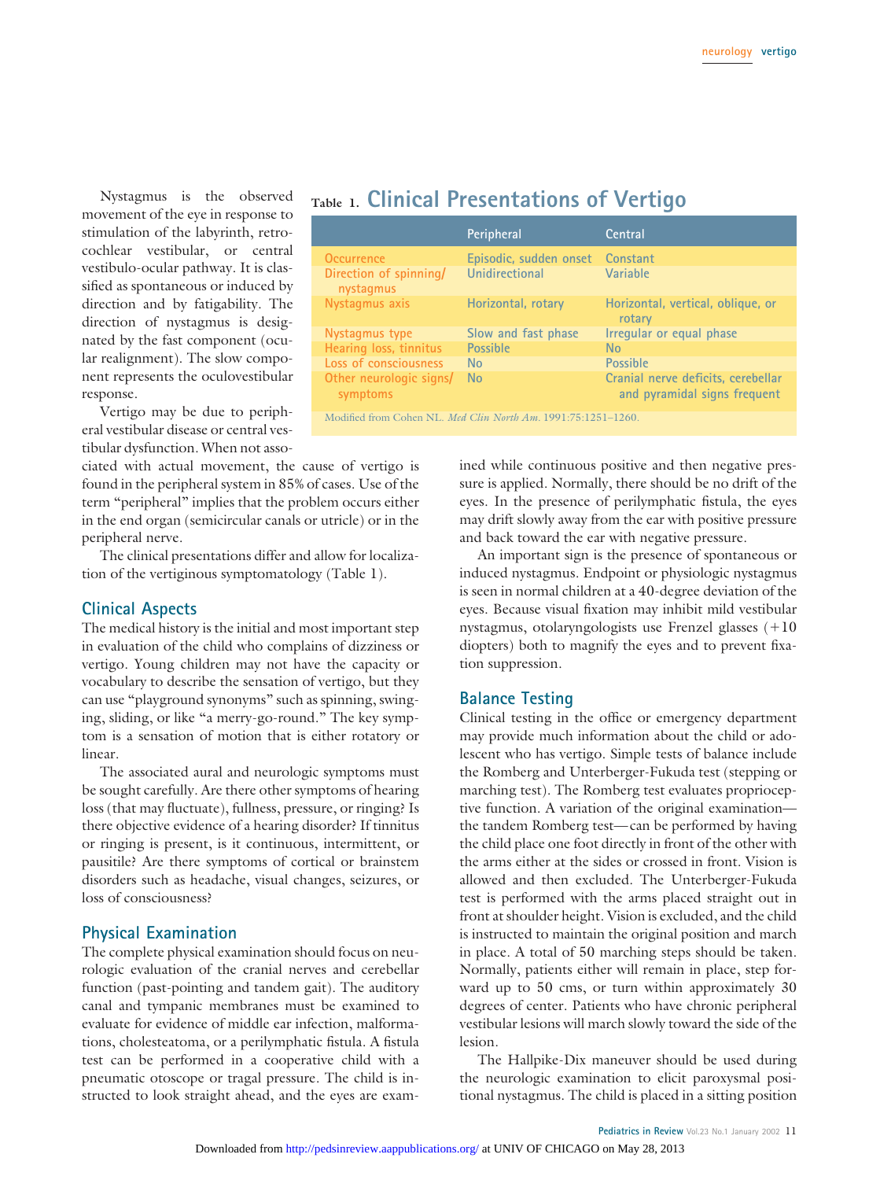Nystagmus is the observed movement of the eye in response to stimulation of the labyrinth, retrocochlear vestibular, or central vestibulo-ocular pathway. It is classified as spontaneous or induced by direction and by fatigability. The direction of nystagmus is designated by the fast component (ocular realignment). The slow component represents the oculovestibular response.

Vertigo may be due to peripheral vestibular disease or central vestibular dysfunction. When not associated with actual movement, the cause of vertigo is found in the peripheral system in 85% of cases. Use of the term "peripheral" implies that the problem occurs either in the end organ (semicircular canals or utricle) or in the peripheral nerve.

The clinical presentations differ and allow for localization of the vertiginous symptomatology (Table 1).

**Table 1. Clinical Presentations of Vertigo**

| | Peripheral | Central |
|---|---|---|
| Occurrence | Episodic, sudden onset | Constant |
| Direction of spinning/ nystagmus | Unidirectional | Variable |
| Nystagmus axis | Horizontal, rotary | Horizontal, vertical, oblique, or rotary |
| Nystagmus type | Slow and fast phase | Irregular or equal phase |
| Hearing loss, tinnitus | Possible | No |
| Loss of consciousness | No | Possible |
| Other neurologic signs/ symptoms | No | Cranial nerve deficits, cerebellar and pyramidal signs frequent |

Modified from Cohen NL. *Med Clin North Am*. 1991:75:1251–1260.

## Clinical Aspects

The medical history is the initial and most important step in evaluation of the child who complains of dizziness or vertigo. Young children may not have the capacity or vocabulary to describe the sensation of vertigo, but they can use "playground synonyms" such as spinning, swinging, sliding, or like "a merry-go-round." The key symptom is a sensation of motion that is either rotatory or linear.

The associated aural and neurologic symptoms must be sought carefully. Are there other symptoms of hearing loss (that may fluctuate), fullness, pressure, or ringing? Is there objective evidence of a hearing disorder? If tinnitus or ringing is present, is it continuous, intermittent, or pausitile? Are there symptoms of cortical or brainstem disorders such as headache, visual changes, seizures, or loss of consciousness?

## Physical Examination

The complete physical examination should focus on neurologic evaluation of the cranial nerves and cerebellar function (past-pointing and tandem gait). The auditory canal and tympanic membranes must be examined to evaluate for evidence of middle ear infection, malformations, cholesteatoma, or a perilymphatic fistula. A fistula test can be performed in a cooperative child with a pneumatic otoscope or tragal pressure. The child is instructed to look straight ahead, and the eyes are examined while continuous positive and then negative pressure is applied. Normally, there should be no drift of the eyes. In the presence of perilymphatic fistula, the eyes may drift slowly away from the ear with positive pressure and back toward the ear with negative pressure.

An important sign is the presence of spontaneous or induced nystagmus. Endpoint or physiologic nystagmus is seen in normal children at a 40-degree deviation of the eyes. Because visual fixation may inhibit mild vestibular nystagmus, otolaryngologists use Frenzel glasses (+10 diopters) both to magnify the eyes and to prevent fixation suppression.

## Balance Testing

Clinical testing in the office or emergency department may provide much information about the child or adolescent who has vertigo. Simple tests of balance include the Romberg and Unterberger-Fukuda test (stepping or marching test). The Romberg test evaluates proprioceptive function. A variation of the original examination—the tandem Romberg test—can be performed by having the child place one foot directly in front of the other with the arms either at the sides or crossed in front. Vision is allowed and then excluded. The Unterberger-Fukuda test is performed with the arms placed straight out in front at shoulder height. Vision is excluded, and the child is instructed to maintain the original position and march in place. A total of 50 marching steps should be taken. Normally, patients either will remain in place, step forward up to 50 cms, or turn within approximately 30 degrees of center. Patients who have chronic peripheral vestibular lesions will march slowly toward the side of the lesion.

The Hallpike-Dix maneuver should be used during the neurologic examination to elicit paroxysmal positional nystagmus. The child is placed in a sitting position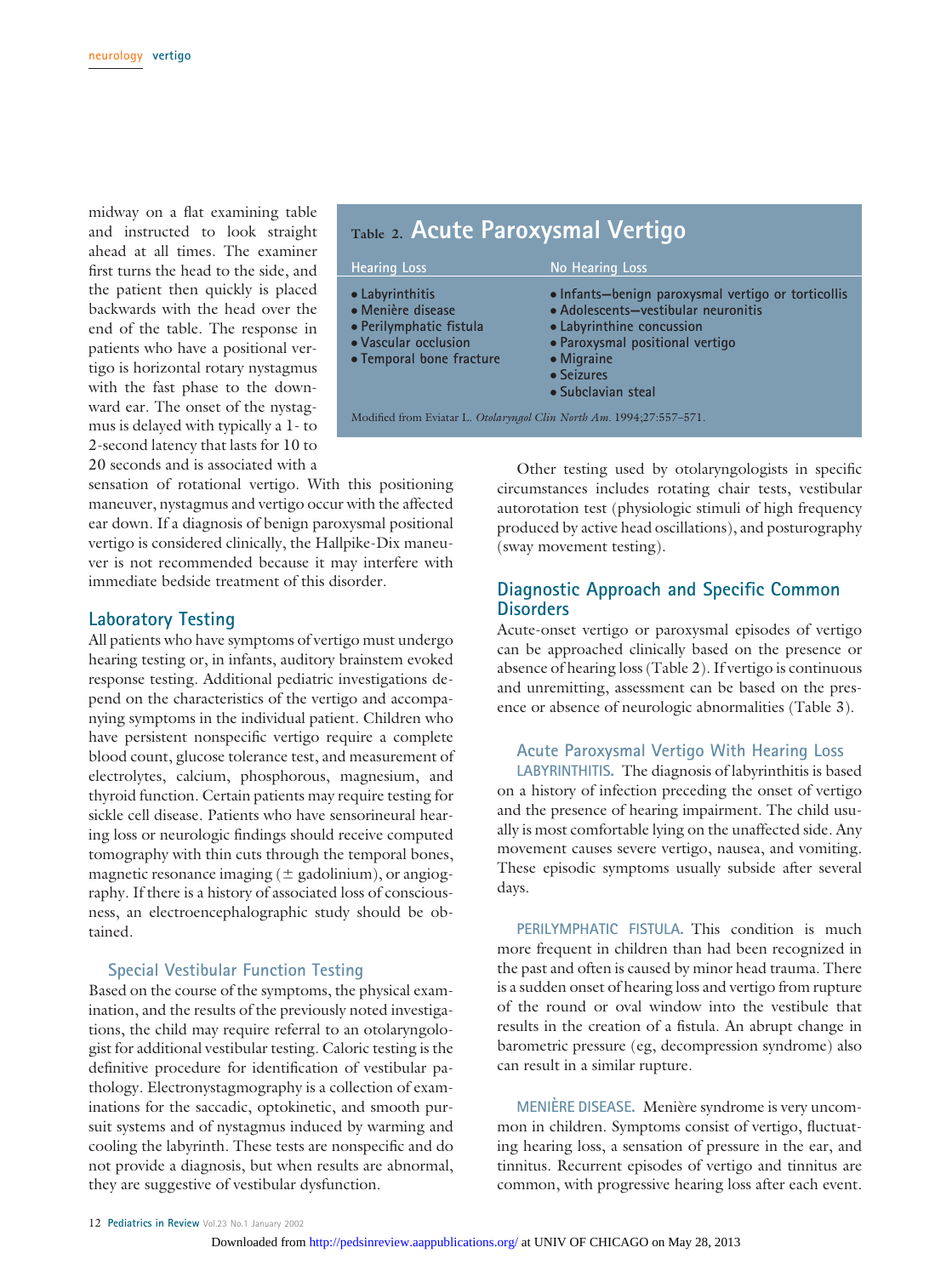midway on a flat examining table and instructed to look straight ahead at all times. The examiner first turns the head to the side, and the patient then quickly is placed backwards with the head over the end of the table. The response in patients who have a positional vertigo is horizontal rotary nystagmus with the fast phase to the downward ear. The onset of the nystagmus is delayed with typically a 1- to 2-second latency that lasts for 10 to 20 seconds and is associated with a sensation of rotational vertigo. With this positioning maneuver, nystagmus and vertigo occur with the affected ear down. If a diagnosis of benign paroxysmal positional vertigo is considered clinically, the Hallpike-Dix maneuver is not recommended because it may interfere with immediate bedside treatment of this disorder.

**Table 2. Acute Paroxysmal Vertigo**

| Hearing Loss | No Hearing Loss |
|---|---|
| • Labyrinthitis | • Infants—benign paroxysmal vertigo or torticollis |
| • Menière disease | • Adolescents—vestibular neuronitis |
| • Perilymphatic fistula | • Labyrinthine concussion |
| • Vascular occlusion | • Paroxysmal positional vertigo |
| • Temporal bone fracture | • Migraine |
| | • Seizures |
| | • Subclavian steal |

Modified from Eviatar L. *Otolaryngol Clin North Am.* 1994;27:557–571.

## Laboratory Testing

All patients who have symptoms of vertigo must undergo hearing testing or, in infants, auditory brainstem evoked response testing. Additional pediatric investigations depend on the characteristics of the vertigo and accompanying symptoms in the individual patient. Children who have persistent nonspecific vertigo require a complete blood count, glucose tolerance test, and measurement of electrolytes, calcium, phosphorous, magnesium, and thyroid function. Certain patients may require testing for sickle cell disease. Patients who have sensorineural hearing loss or neurologic findings should receive computed tomography with thin cuts through the temporal bones, magnetic resonance imaging (± gadolinium), or angiography. If there is a history of associated loss of consciousness, an electroencephalographic study should be obtained.

### Special Vestibular Function Testing

Based on the course of the symptoms, the physical examination, and the results of the previously noted investigations, the child may require referral to an otolaryngologist for additional vestibular testing. Caloric testing is the definitive procedure for identification of vestibular pathology. Electronystagmography is a collection of examinations for the saccadic, optokinetic, and smooth pursuit systems and of nystagmus induced by warming and cooling the labyrinth. These tests are nonspecific and do not provide a diagnosis, but when results are abnormal, they are suggestive of vestibular dysfunction.

Other testing used by otolaryngologists in specific circumstances includes rotating chair tests, vestibular autorotation test (physiologic stimuli of high frequency produced by active head oscillations), and posturography (sway movement testing).

## Diagnostic Approach and Specific Common Disorders

Acute-onset vertigo or paroxysmal episodes of vertigo can be approached clinically based on the presence or absence of hearing loss (Table 2). If vertigo is continuous and unremitting, assessment can be based on the presence or absence of neurologic abnormalities (Table 3).

### Acute Paroxysmal Vertigo With Hearing Loss

**LABYRINTHITIS.** The diagnosis of labyrinthitis is based on a history of infection preceding the onset of vertigo and the presence of hearing impairment. The child usually is most comfortable lying on the unaffected side. Any movement causes severe vertigo, nausea, and vomiting. These episodic symptoms usually subside after several days.

**PERILYMPHATIC FISTULA.** This condition is much more frequent in children than had been recognized in the past and often is caused by minor head trauma. There is a sudden onset of hearing loss and vertigo from rupture of the round or oval window into the vestibule that results in the creation of a fistula. An abrupt change in barometric pressure (eg, decompression syndrome) also can result in a similar rupture.

**MENIÈRE DISEASE.** Menière syndrome is very uncommon in children. Symptoms consist of vertigo, fluctuating hearing loss, a sensation of pressure in the ear, and tinnitus. Recurrent episodes of vertigo and tinnitus are common, with progressive hearing loss after each event.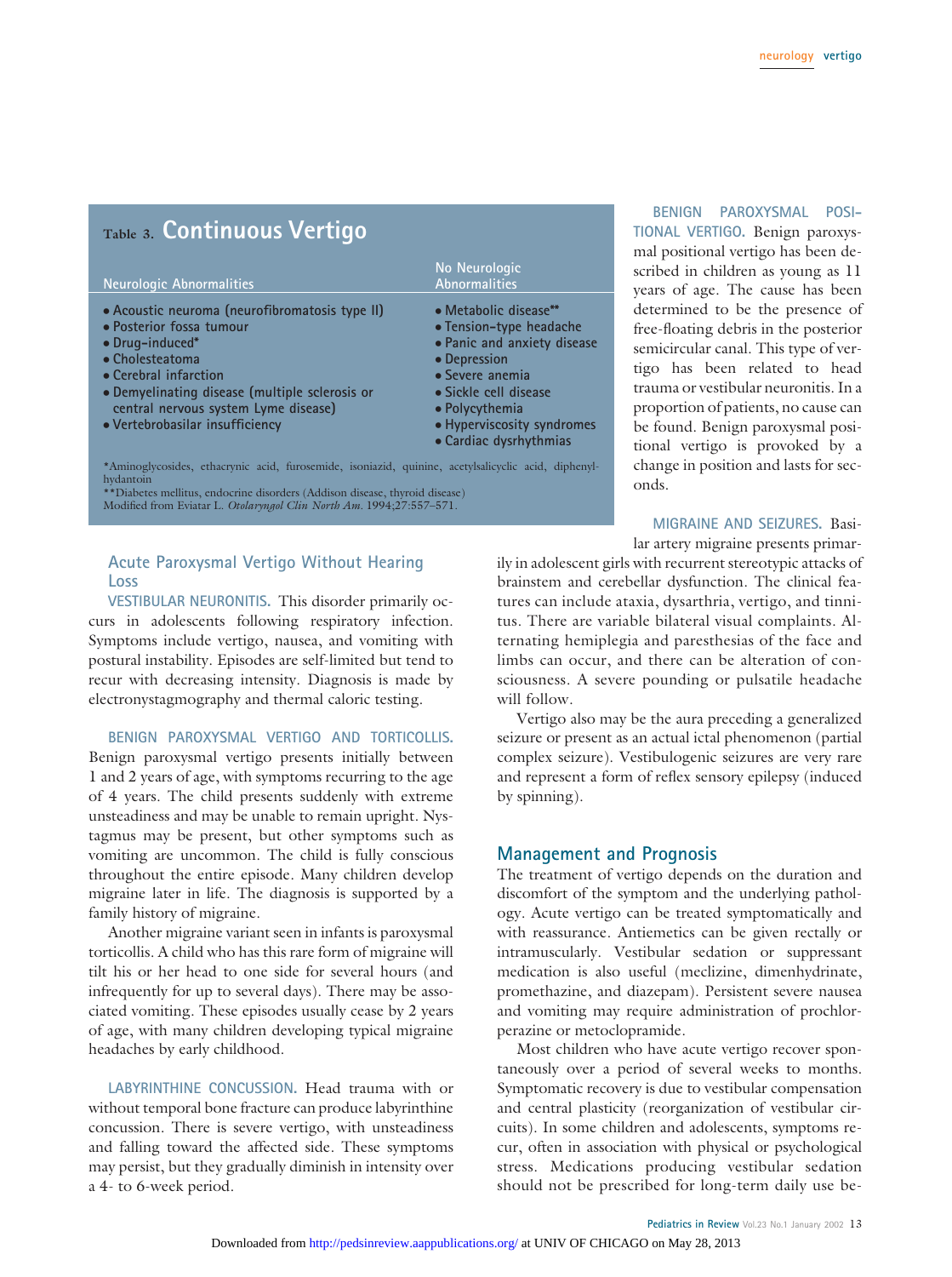**Table 3. Continuous Vertigo**

| Neurologic Abnormalities | No Neurologic Abnormalities |
|---|---|
| • Acoustic neuroma (neurofibromatosis type II) | • Metabolic disease** |
| • Posterior fossa tumour | • Tension-type headache |
| • Drug-induced* | • Panic and anxiety disease |
| • Cholesteatoma | • Depression |
| • Cerebral infarction | • Severe anemia |
| • Demyelinating disease (multiple sclerosis or central nervous system Lyme disease) | • Sickle cell disease |
| • Vertebrobasilar insufficiency | • Polycythemia |
| | • Hyperviscosity syndromes |
| | • Cardiac dysrhythmias |

*Aminoglycosides, ethacrynic acid, furosemide, isoniazid, quinine, acetylsalicyclic acid, diphenylhydantoin
**Diabetes mellitus, endocrine disorders (Addison disease, thyroid disease)
Modified from Eviatar L. *Otolaryngol Clin North Am*. 1994;27:557–571.

### Acute Paroxysmal Vertigo Without Hearing Loss

VESTIBULAR NEURONITIS. This disorder primarily occurs in adolescents following respiratory infection. Symptoms include vertigo, nausea, and vomiting with postural instability. Episodes are self-limited but tend to recur with decreasing intensity. Diagnosis is made by electronystagmography and thermal caloric testing.

BENIGN PAROXYSMAL VERTIGO AND TORTICOLLIS. Benign paroxysmal vertigo presents initially between 1 and 2 years of age, with symptoms recurring to the age of 4 years. The child presents suddenly with extreme unsteadiness and may be unable to remain upright. Nystagmus may be present, but other symptoms such as vomiting are uncommon. The child is fully conscious throughout the entire episode. Many children develop migraine later in life. The diagnosis is supported by a family history of migraine.

Another migraine variant seen in infants is paroxysmal torticollis. A child who has this rare form of migraine will tilt his or her head to one side for several hours (and infrequently for up to several days). There may be associated vomiting. These episodes usually cease by 2 years of age, with many children developing typical migraine headaches by early childhood.

LABYRINTHINE CONCUSSION. Head trauma with or without temporal bone fracture can produce labyrinthine concussion. There is severe vertigo, with unsteadiness and falling toward the affected side. These symptoms may persist, but they gradually diminish in intensity over a 4- to 6-week period.

BENIGN PAROXYSMAL POSITIONAL VERTIGO. Benign paroxysmal positional vertigo has been described in children as young as 11 years of age. The cause has been determined to be the presence of free-floating debris in the posterior semicircular canal. This type of vertigo has been related to head trauma or vestibular neuronitis. In a proportion of patients, no cause can be found. Benign paroxysmal positional vertigo is provoked by a change in position and lasts for seconds.

MIGRAINE AND SEIZURES. Basilar artery migraine presents primarily in adolescent girls with recurrent stereotypic attacks of brainstem and cerebellar dysfunction. The clinical features can include ataxia, dysarthria, vertigo, and tinnitus. There are variable bilateral visual complaints. Alternating hemiplegia and paresthesias of the face and limbs can occur, and there can be alteration of consciousness. A severe pounding or pulsatile headache will follow.

Vertigo also may be the aura preceding a generalized seizure or present as an actual ictal phenomenon (partial complex seizure). Vestibulogenic seizures are very rare and represent a form of reflex sensory epilepsy (induced by spinning).

## Management and Prognosis

The treatment of vertigo depends on the duration and discomfort of the symptom and the underlying pathology. Acute vertigo can be treated symptomatically and with reassurance. Antiemetics can be given rectally or intramuscularly. Vestibular sedation or suppressant medication is also useful (meclizine, dimenhydrinate, promethazine, and diazepam). Persistent severe nausea and vomiting may require administration of prochlorperazine or metoclopramide.

Most children who have acute vertigo recover spontaneously over a period of several weeks to months. Symptomatic recovery is due to vestibular compensation and central plasticity (reorganization of vestibular circuits). In some children and adolescents, symptoms recur, often in association with physical or psychological stress. Medications producing vestibular sedation should not be prescribed for long-term daily use be-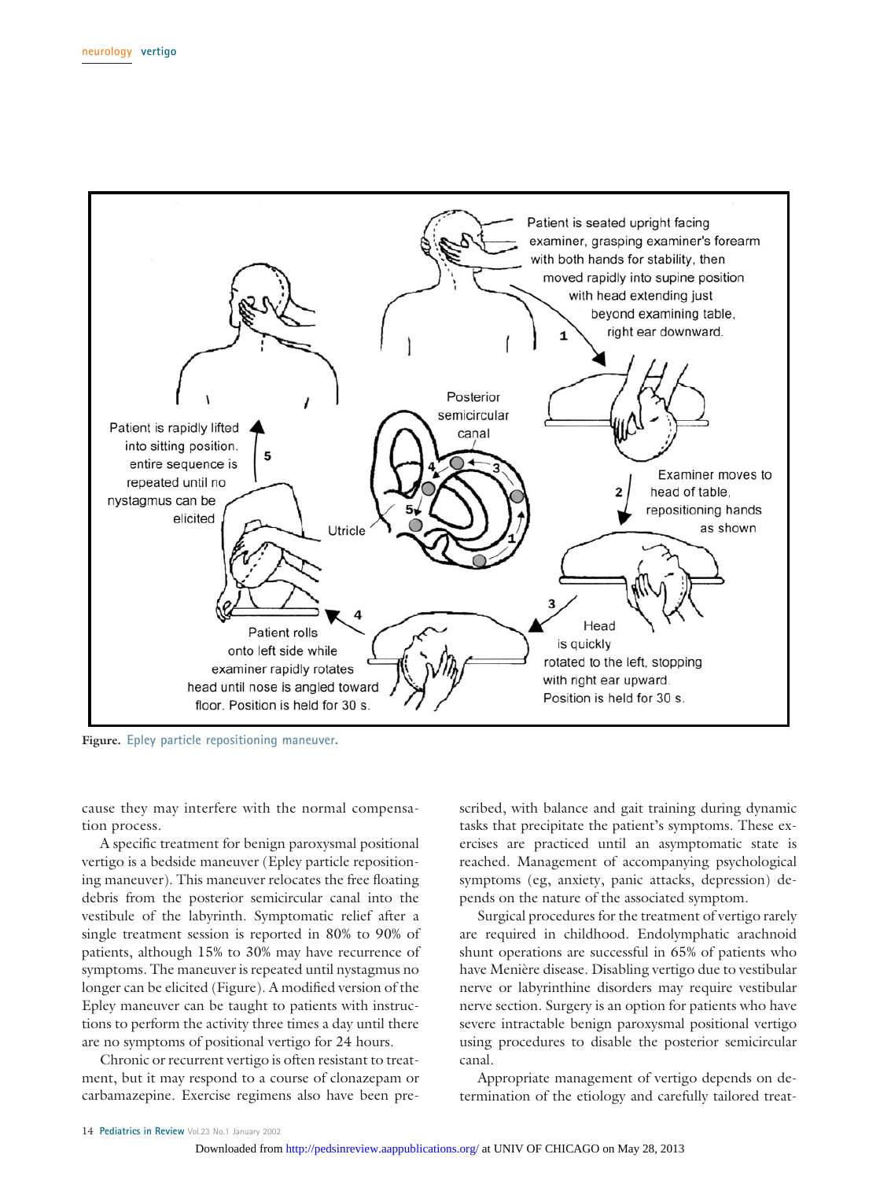Patient is seated upright facing examiner, grasping examiner's forearm with both hands for stability, then moved rapidly into supine position with head extending just beyond examining table, right ear downward.

1

Examiner moves to head of table, repositioning hands as shown

2

Head is quickly rotated to the left, stopping with right ear upward. Position is held for 30 s.

3

Patient rolls onto left side while examiner rapidly rotates head until nose is angled toward floor. Position is held for 30 s.

4

Patient is rapidly lifted into sitting position. entire sequence is repeated until no nystagmus can be elicited

5

Posterior semicircular canal

Utricle

**Figure.** Epley particle repositioning maneuver.

cause they may interfere with the normal compensation process.

A specific treatment for benign paroxysmal positional vertigo is a bedside maneuver (Epley particle repositioning maneuver). This maneuver relocates the free floating debris from the posterior semicircular canal into the vestibule of the labyrinth. Symptomatic relief after a single treatment session is reported in 80% to 90% of patients, although 15% to 30% may have recurrence of symptoms. The maneuver is repeated until nystagmus no longer can be elicited (Figure). A modified version of the Epley maneuver can be taught to patients with instructions to perform the activity three times a day until there are no symptoms of positional vertigo for 24 hours.

Chronic or recurrent vertigo is often resistant to treatment, but it may respond to a course of clonazepam or carbamazepine. Exercise regimens also have been prescribed, with balance and gait training during dynamic tasks that precipitate the patient's symptoms. These exercises are practiced until an asymptomatic state is reached. Management of accompanying psychological symptoms (eg, anxiety, panic attacks, depression) depends on the nature of the associated symptom.

Surgical procedures for the treatment of vertigo rarely are required in childhood. Endolymphatic arachnoid shunt operations are successful in 65% of patients who have Menière disease. Disabling vertigo due to vestibular nerve or labyrinthine disorders may require vestibular nerve section. Surgery is an option for patients who have severe intractable benign paroxysmal positional vertigo using procedures to disable the posterior semicircular canal.

Appropriate management of vertigo depends on determination of the etiology and carefully tailored treat-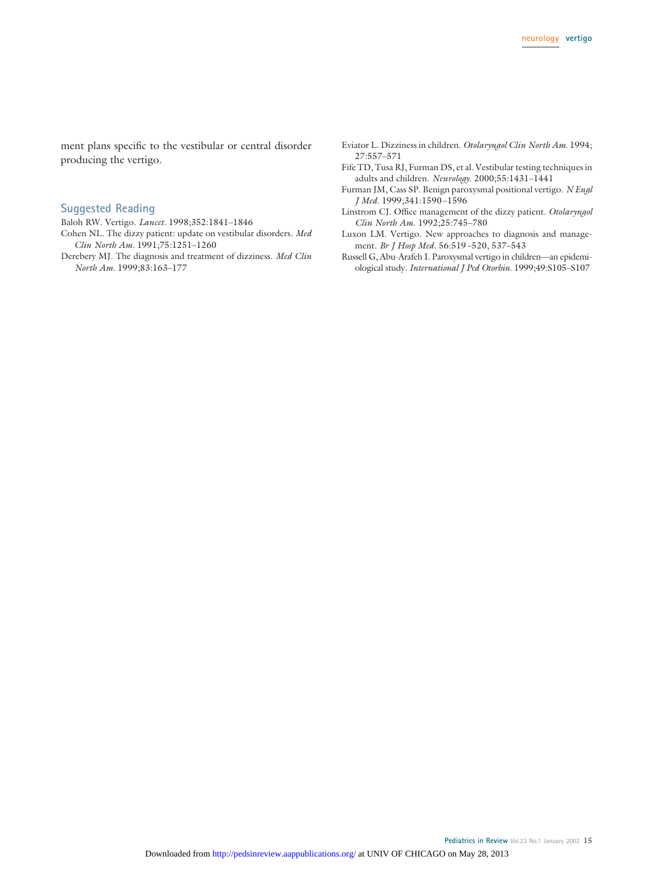ment plans specific to the vestibular or central disorder producing the vertigo.

## Suggested Reading

Baloh RW. Vertigo. *Lancet*. 1998;352:1841–1846

Cohen NL. The dizzy patient: update on vestibular disorders. *Med Clin North Am*. 1991;75:1251–1260

Derebery MJ. The diagnosis and treatment of dizziness. *Med Clin North Am*. 1999;83:163–177

Eviator L. Dizziness in children. *Otolaryngol Clin North Am*. 1994; 27:557–571

Fife TD, Tusa RJ, Furman DS, et al. Vestibular testing techniques in adults and children. *Neurology*. 2000;55:1431–1441

Furman JM, Cass SP. Benign paroxysmal positional vertigo. *N Engl J Med*. 1999;341:1590–1596

Linstrom CJ. Office management of the dizzy patient. *Otolaryngol Clin North Am*. 1992;25:745–780

Luxon LM. Vertigo. New approaches to diagnosis and management. *Br J Hosp Med*. 56:519–520, 537–543

Russell G, Abu-Arafeh I. Paroxysmal vertigo in children—an epidemiological study. *International J Ped Otorhin*. 1999;49:S105–S107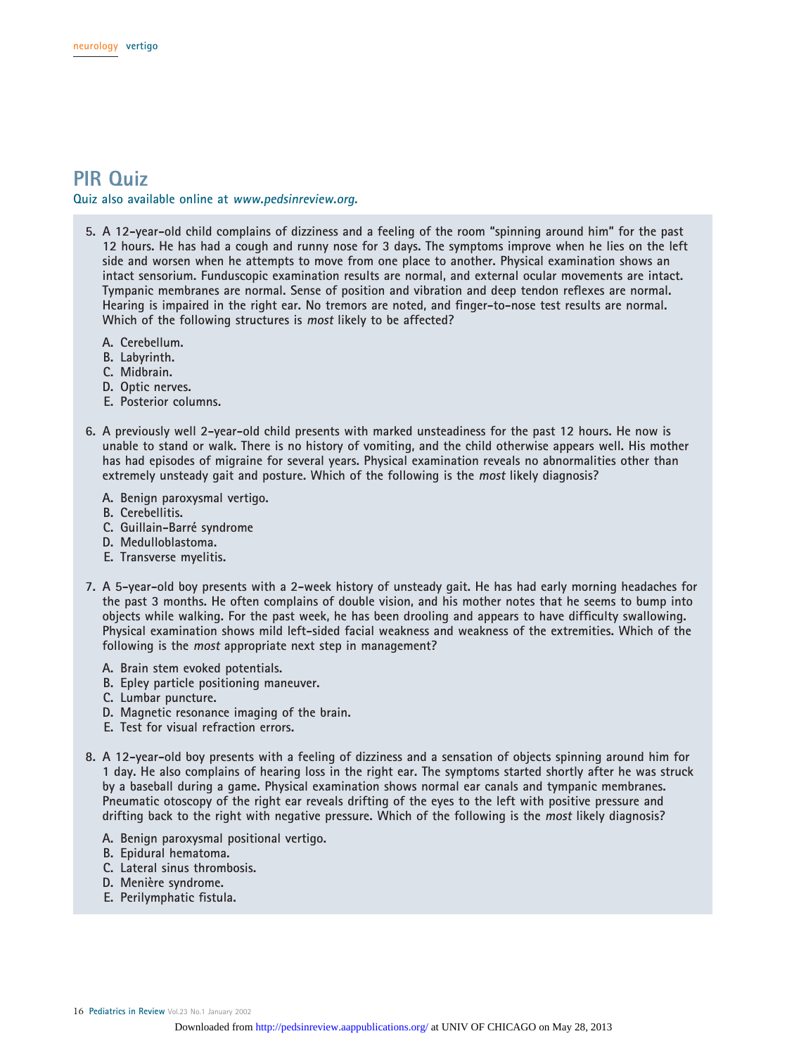## PIR Quiz

**Quiz also available online at *www.pedsinreview.org.***

**5. A 12-year-old child complains of dizziness and a feeling of the room "spinning around him" for the past 12 hours. He has had a cough and runny nose for 3 days. The symptoms improve when he lies on the left side and worsen when he attempts to move from one place to another. Physical examination shows an intact sensorium. Funduscopic examination results are normal, and external ocular movements are intact. Tympanic membranes are normal. Sense of position and vibration and deep tendon reflexes are normal. Hearing is impaired in the right ear. No tremors are noted, and finger-to-nose test results are normal. Which of the following structures is *most* likely to be affected?**

- A. Cerebellum.
- B. Labyrinth.
- C. Midbrain.
- D. Optic nerves.
- E. Posterior columns.

**6. A previously well 2-year-old child presents with marked unsteadiness for the past 12 hours. He now is unable to stand or walk. There is no history of vomiting, and the child otherwise appears well. His mother has had episodes of migraine for several years. Physical examination reveals no abnormalities other than extremely unsteady gait and posture. Which of the following is the *most* likely diagnosis?**

- A. Benign paroxysmal vertigo.
- B. Cerebellitis.
- C. Guillain-Barré syndrome
- D. Medulloblastoma.
- E. Transverse myelitis.

**7. A 5-year-old boy presents with a 2-week history of unsteady gait. He has had early morning headaches for the past 3 months. He often complains of double vision, and his mother notes that he seems to bump into objects while walking. For the past week, he has been drooling and appears to have difficulty swallowing. Physical examination shows mild left-sided facial weakness and weakness of the extremities. Which of the following is the *most* appropriate next step in management?**

- A. Brain stem evoked potentials.
- B. Epley particle positioning maneuver.
- C. Lumbar puncture.
- D. Magnetic resonance imaging of the brain.
- E. Test for visual refraction errors.

**8. A 12-year-old boy presents with a feeling of dizziness and a sensation of objects spinning around him for 1 day. He also complains of hearing loss in the right ear. The symptoms started shortly after he was struck by a baseball during a game. Physical examination shows normal ear canals and tympanic membranes. Pneumatic otoscopy of the right ear reveals drifting of the eyes to the left with positive pressure and drifting back to the right with negative pressure. Which of the following is the *most* likely diagnosis?**

- A. Benign paroxysmal positional vertigo.
- B. Epidural hematoma.
- C. Lateral sinus thrombosis.
- D. Menière syndrome.
- E. Perilymphatic fistula.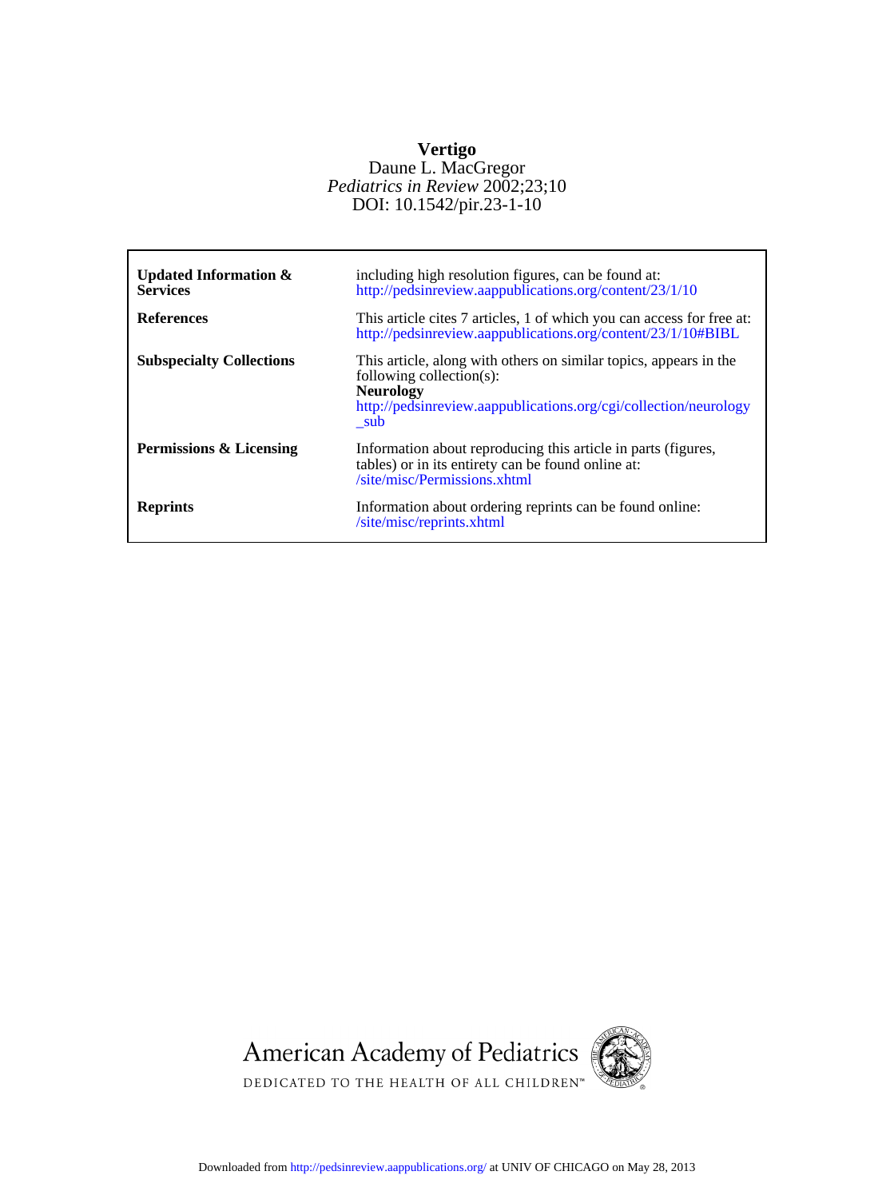# Vertigo

Daune L. MacGregor
*Pediatrics in Review* 2002;23;10
DOI: 10.1542/pir.23-1-10

| | |
|---|---|
| **Updated Information & Services** | including high resolution figures, can be found at: http://pedsinreview.aappublications.org/content/23/1/10 |
| **References** | This article cites 7 articles, 1 of which you can access for free at: http://pedsinreview.aappublications.org/content/23/1/10#BIBL |
| **Subspecialty Collections** | This article, along with others on similar topics, appears in the following collection(s): **Neurology** http://pedsinreview.aappublications.org/cgi/collection/neurology_sub |
| **Permissions & Licensing** | Information about reproducing this article in parts (figures, tables) or in its entirety can be found online at: /site/misc/Permissions.xhtml |
| **Reprints** | Information about ordering reprints can be found online: /site/misc/reprints.xhtml |

American Academy of Pediatrics

DEDICATED TO THE HEALTH OF ALL CHILDREN™

Downloaded from http://pedsinreview.aappublications.org/ at UNIV OF CHICAGO on May 28, 2013